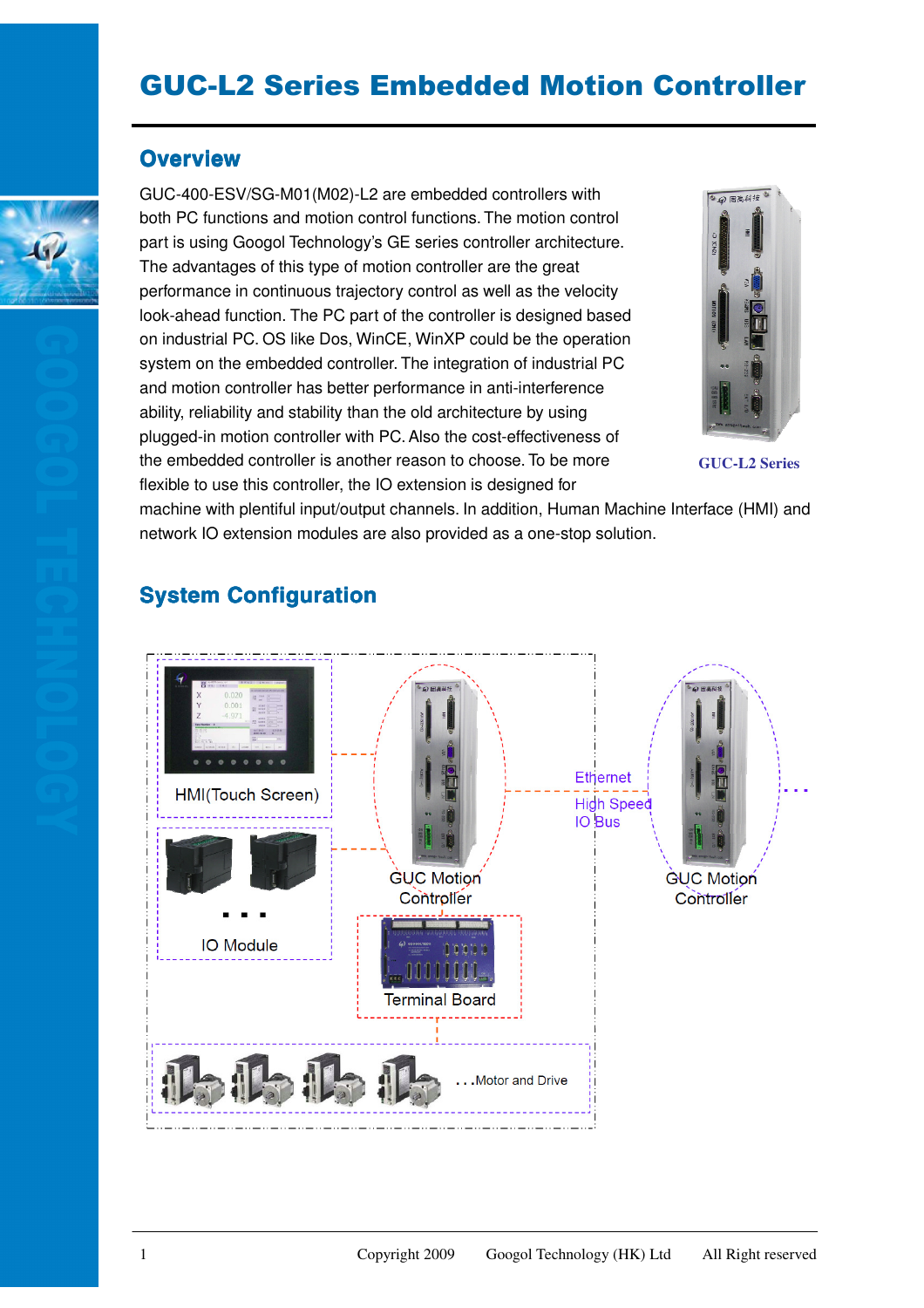# GUC-L2 Series Embedded Motion Controller

## Overview

GUC-400-ESV/SG-M01(M02)-L2 are embedded controllers with both PC functions and motion control functions. The motion control part is using Googol Technology's GE series controller architecture. The advantages of this type of motion controller are the great performance in continuous trajectory control as well as the velocity look-ahead function. The PC part of the controller is designed based on industrial PC. OS like Dos, WinCE, WinXP could be the operation system on the embedded controller. The integration of industrial PC and motion controller has better performance in anti-interference ability, reliability and stability than the old architecture by using plugged-in motion controller with PC. Also the cost-effectiveness of the embedded controller is another reason to choose. To be more flexible to use this controller, the IO extension is designed for machine with plentiful input/output channels. In addition, Human Machine Interface (HMI) and network IO extension modules are also provided as a one-stop solution.

GUC-L2 Series

## System Configuration

HMI(Touch Screen)

IO Module

GUC Motion Controller

Ethernet

High Speed IO Bus

GUC Motion Controller

Terminal Board

...Motor and Drive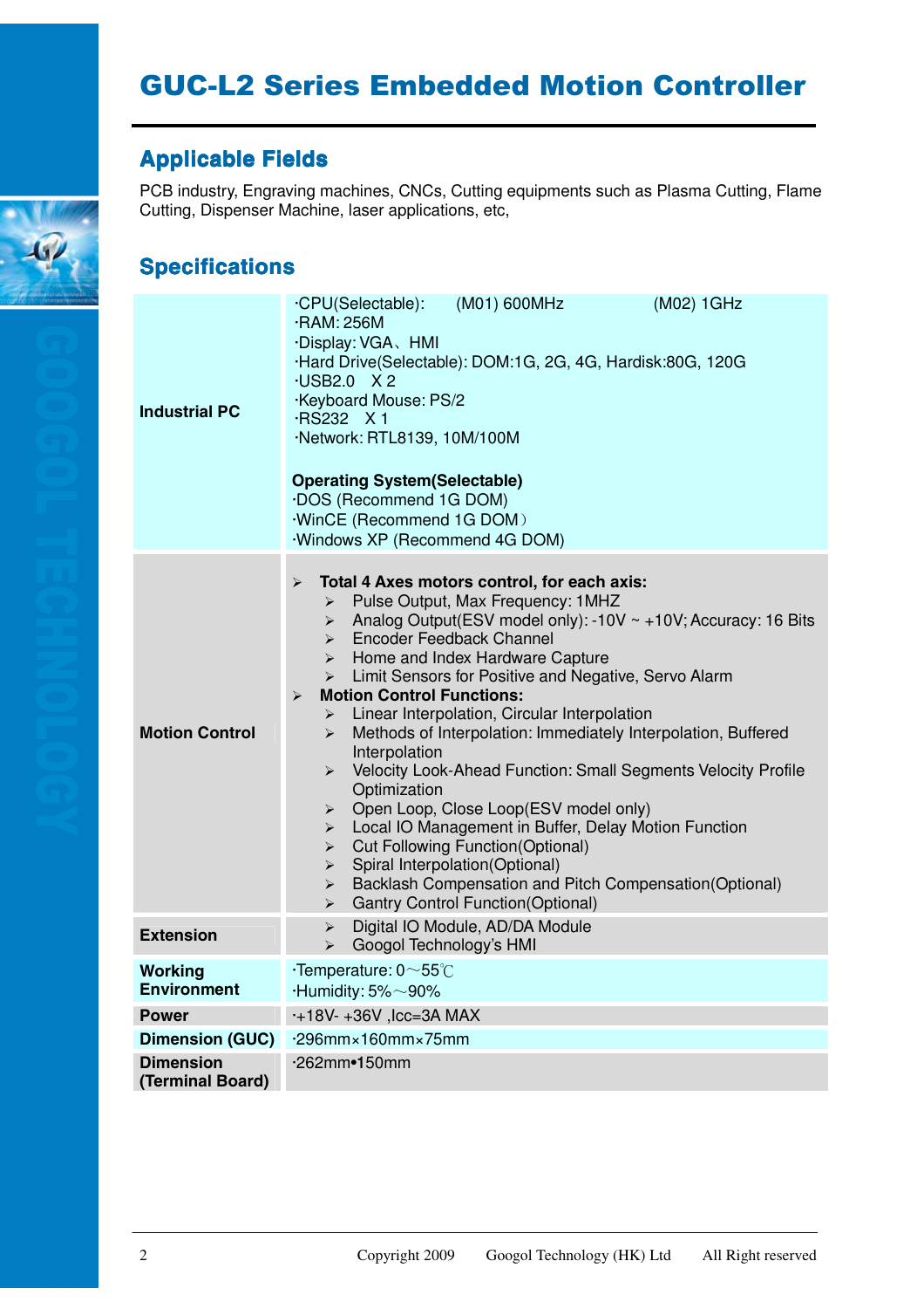// GUC-L2 Series Embedded Motion Controller

## Applicable Fields

PCB industry, Engraving machines, CNCs, Cutting equipments such as Plasma Cutting, Flame Cutting, Dispenser Machine, laser applications, etc,

## Specifications

| | |
|---|---|
| **Industrial PC** | ·CPU(Selectable): (M01) 600MHz (M02) 1GHz<br>·RAM: 256M<br>·Display: VGA、HMI<br>·Hard Drive(Selectable): DOM:1G, 2G, 4G, Hardisk:80G, 120G<br>·USB2.0 X 2<br>·Keyboard Mouse: PS/2<br>·RS232 X 1<br>·Network: RTL8139, 10M/100M<br><br>**Operating System(Selectable)**<br>·DOS (Recommend 1G DOM)<br>·WinCE (Recommend 1G DOM）<br>·Windows XP (Recommend 4G DOM) |
| **Motion Control** | ➢ **Total 4 Axes motors control, for each axis:**<br>➢ Pulse Output, Max Frequency: 1MHZ<br>➢ Analog Output(ESV model only): -10V ~ +10V; Accuracy: 16 Bits<br>➢ Encoder Feedback Channel<br>➢ Home and Index Hardware Capture<br>➢ Limit Sensors for Positive and Negative, Servo Alarm<br>➢ **Motion Control Functions:**<br>➢ Linear Interpolation, Circular Interpolation<br>➢ Methods of Interpolation: Immediately Interpolation, Buffered Interpolation<br>➢ Velocity Look-Ahead Function: Small Segments Velocity Profile Optimization<br>➢ Open Loop, Close Loop(ESV model only)<br>➢ Local IO Management in Buffer, Delay Motion Function<br>➢ Cut Following Function(Optional)<br>➢ Spiral Interpolation(Optional)<br>➢ Backlash Compensation and Pitch Compensation(Optional)<br>➢ Gantry Control Function(Optional) |
| **Extension** | ➢ Digital IO Module, AD/DA Module<br>➢ Googol Technology's HMI |
| **Working Environment** | ·Temperature: 0～55℃<br>·Humidity: 5%～90% |
| **Power** | ·+18V- +36V ,Icc=3A MAX |
| **Dimension (GUC)** | ·296mm×160mm×75mm |
| **Dimension (Terminal Board)** | ·262mm•150mm |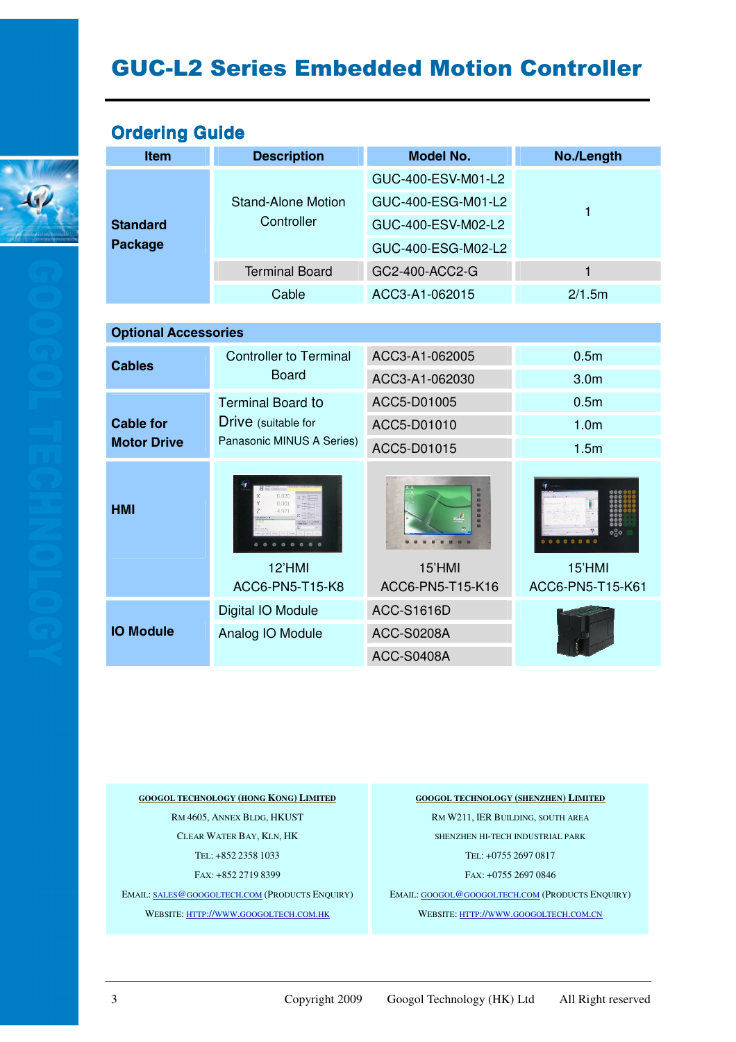# GUC-L2 Series Embedded Motion Controller

## Ordering Guide

| Item | Description | Model No. | No./Length |
|---|---|---|---|
| Standard Package | Stand-Alone Motion Controller | GUC-400-ESV-M01-L2 | 1 |
| | | GUC-400-ESG-M01-L2 | |
| | | GUC-400-ESV-M02-L2 | |
| | | GUC-400-ESG-M02-L2 | |
| | Terminal Board | GC2-400-ACC2-G | 1 |
| | Cable | ACC3-A1-062015 | 2/1.5m |
| **Optional Accessories** | | | |
| Cables | Controller to Terminal Board | ACC3-A1-062005 | 0.5m |
| | | ACC3-A1-062030 | 3.0m |
| Cable for Motor Drive | Terminal Board to Drive (suitable for Panasonic MINUS A Series) | ACC5-D01005 | 0.5m |
| | | ACC5-D01010 | 1.0m |
| | | ACC5-D01015 | 1.5m |
| HMI | 12'HMI ACC6-PN5-T15-K8 | 15'HMI ACC6-PN5-T15-K16 | 15'HMI ACC6-PN5-T15-K61 |
| IO Module | Digital IO Module | ACC-S1616D | |
| | Analog IO Module | ACC-S0208A | |
| | | ACC-S0408A | |

**GOOGOL TECHNOLOGY (HONG KONG) LIMITED**
RM 4605, ANNEX BLDG, HKUST
CLEAR WATER BAY, KLN, HK
TEL: +852 2358 1033
FAX: +852 2719 8399
EMAIL: SALES@GOOGOLTECH.COM (PRODUCTS ENQUIRY)
WEBSITE: HTTP://WWW.GOOGOLTECH.COM.HK

**GOOGOL TECHNOLOGY (SHENZHEN) LIMITED**
RM W211, IER BUILDING, SOUTH AREA
SHENZHEN HI-TECH INDUSTRIAL PARK
TEL: +0755 2697 0817
FAX: +0755 2697 0846
EMAIL: GOOGOL@GOOGOLTECH.COM (PRODUCTS ENQUIRY)
WEBSITE: HTTP://WWW.GOOGOLTECH.COM.CN

Copyright 2009 Googol Technology (HK) Ltd All Right reserved